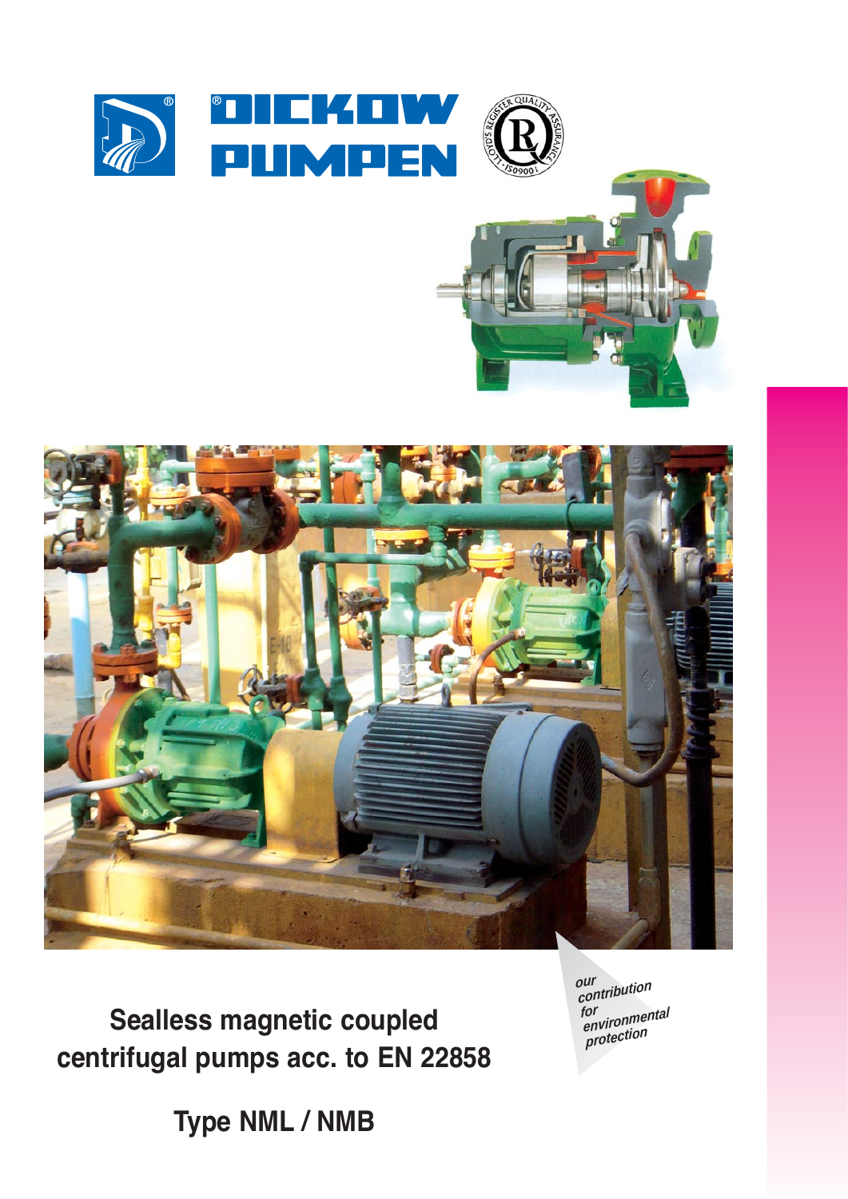# DICKOW PUMPEN

## Sealless magnetic coupled centrifugal pumps acc. to EN 22858

## Type NML / NMB

*our contribution for environmental protection*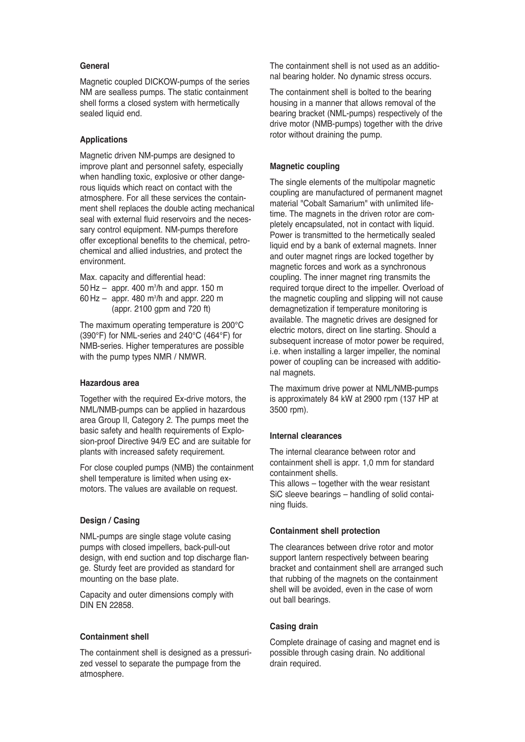### General

Magnetic coupled DICKOW-pumps of the series NM are sealless pumps. The static containment shell forms a closed system with hermetically sealed liquid end.

### Applications

Magnetic driven NM-pumps are designed to improve plant and personnel safety, especially when handling toxic, explosive or other dangerous liquids which react on contact with the atmosphere. For all these services the containment shell replaces the double acting mechanical seal with external fluid reservoirs and the necessary control equipment. NM-pumps therefore offer exceptional benefits to the chemical, petrochemical and allied industries, and protect the environment.

Max. capacity and differential head:
50 Hz – appr. 400 m³/h and appr. 150 m
60 Hz – appr. 480 m³/h and appr. 220 m
(appr. 2100 gpm and 720 ft)

The maximum operating temperature is 200°C (390°F) for NML-series and 240°C (464°F) for NMB-series. Higher temperatures are possible with the pump types NMR / NMWR.

### Hazardous area

Together with the required Ex-drive motors, the NML/NMB-pumps can be applied in hazardous area Group II, Category 2. The pumps meet the basic safety and health requirements of Explosion-proof Directive 94/9 EC and are suitable for plants with increased safety requirement.

For close coupled pumps (NMB) the containment shell temperature is limited when using ex-motors. The values are available on request.

### Design / Casing

NML-pumps are single stage volute casing pumps with closed impellers, back-pull-out design, with end suction and top discharge flange. Sturdy feet are provided as standard for mounting on the base plate.

Capacity and outer dimensions comply with DIN EN 22858.

### Containment shell

The containment shell is designed as a pressurized vessel to separate the pumpage from the atmosphere.

The containment shell is not used as an additional bearing holder. No dynamic stress occurs.

The containment shell is bolted to the bearing housing in a manner that allows removal of the bearing bracket (NML-pumps) respectively of the drive motor (NMB-pumps) together with the drive rotor without draining the pump.

### Magnetic coupling

The single elements of the multipolar magnetic coupling are manufactured of permanent magnet material "Cobalt Samarium" with unlimited lifetime. The magnets in the driven rotor are completely encapsulated, not in contact with liquid. Power is transmitted to the hermetically sealed liquid end by a bank of external magnets. Inner and outer magnet rings are locked together by magnetic forces and work as a synchronous coupling. The inner magnet ring transmits the required torque direct to the impeller. Overload of the magnetic coupling and slipping will not cause demagnetization if temperature monitoring is available. The magnetic drives are designed for electric motors, direct on line starting. Should a subsequent increase of motor power be required, i.e. when installing a larger impeller, the nominal power of coupling can be increased with additional magnets.

The maximum drive power at NML/NMB-pumps is approximately 84 kW at 2900 rpm (137 HP at 3500 rpm).

### Internal clearances

The internal clearance between rotor and containment shell is appr. 1,0 mm for standard containment shells.
This allows – together with the wear resistant SiC sleeve bearings – handling of solid containing fluids.

### Containment shell protection

The clearances between drive rotor and motor support lantern respectively between bearing bracket and containment shell are arranged such that rubbing of the magnets on the containment shell will be avoided, even in the case of worn out ball bearings.

### Casing drain

Complete drainage of casing and magnet end is possible through casing drain. No additional drain required.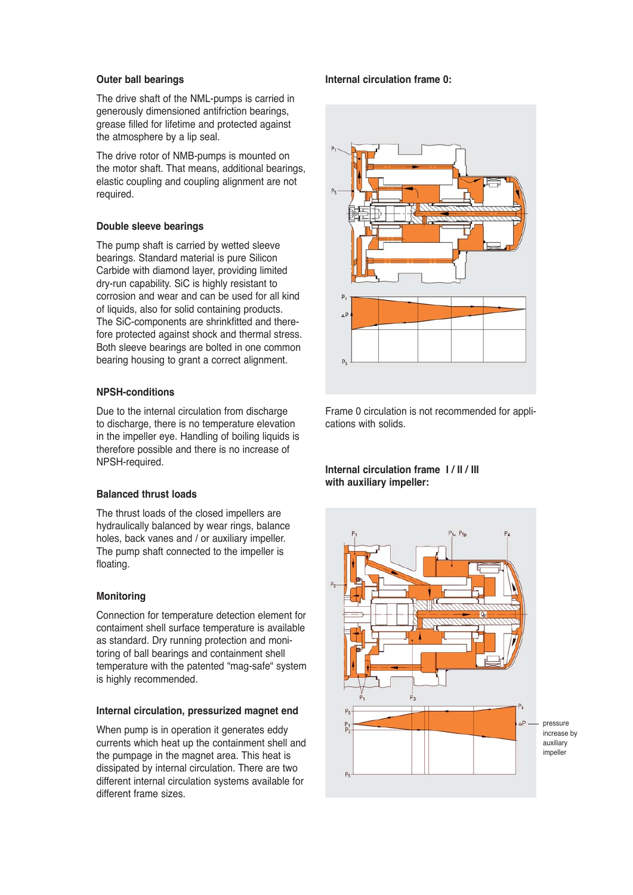### Outer ball bearings

The drive shaft of the NML-pumps is carried in generously dimensioned antifriction bearings, grease filled for lifetime and protected against the atmosphere by a lip seal.

The drive rotor of NMB-pumps is mounted on the motor shaft. That means, additional bearings, elastic coupling and coupling alignment are not required.

### Double sleeve bearings

The pump shaft is carried by wetted sleeve bearings. Standard material is pure Silicon Carbide with diamond layer, providing limited dry-run capability. SiC is highly resistant to corrosion and wear and can be used for all kind of liquids, also for solid containing products. The SiC-components are shrinkfitted and therefore protected against shock and thermal stress. Both sleeve bearings are bolted in one common bearing housing to grant a correct alignment.

### NPSH-conditions

Due to the internal circulation from discharge to discharge, there is no temperature elevation in the impeller eye. Handling of boiling liquids is therefore possible and there is no increase of NPSH-required.

### Balanced thrust loads

The thrust loads of the closed impellers are hydraulically balanced by wear rings, balance holes, back vanes and / or auxiliary impeller. The pump shaft connected to the impeller is floating.

### Monitoring

Connection for temperature detection element for containment shell surface temperature is available as standard. Dry running protection and monitoring of ball bearings and containment shell temperature with the patented "mag-safe" system is highly recommended.

### Internal circulation, pressurized magnet end

When pump is in operation it generates eddy currents which heat up the containment shell and the pumpage in the magnet area. This heat is dissipated by internal circulation. There are two different internal circulation systems available for different frame sizes.

### Internal circulation frame 0:

Frame 0 circulation is not recommended for applications with solids.

### Internal circulation frame I / II / III with auxiliary impeller:

pressure increase by auxiliary impeller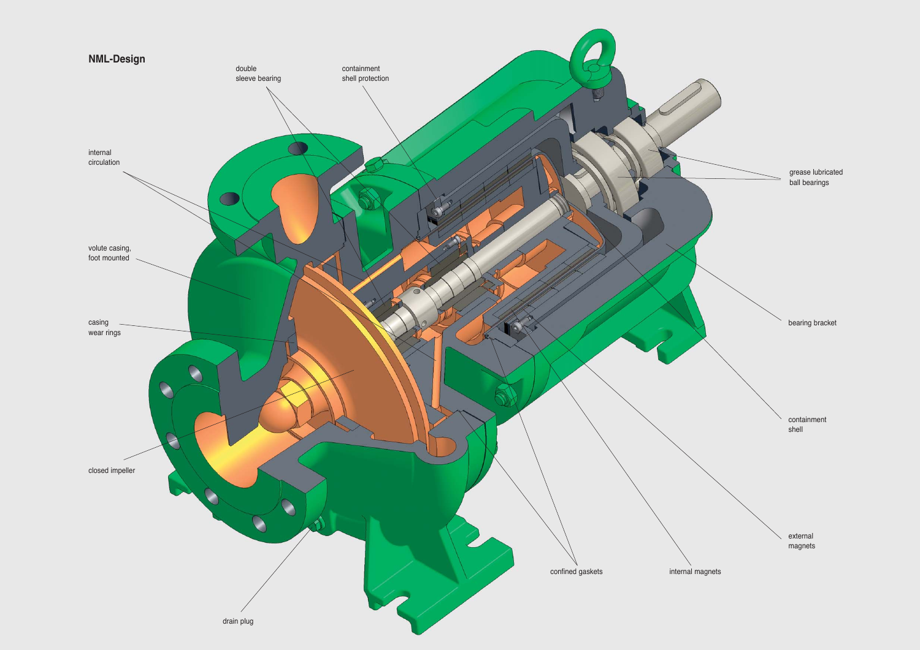## NML-Design

double sleeve bearing

containment shell protection

internal circulation

volute casing, foot mounted

casing wear rings

closed impeller

drain plug

confined gaskets

internal magnets

external magnets

containment shell

bearing bracket

grease lubricated ball bearings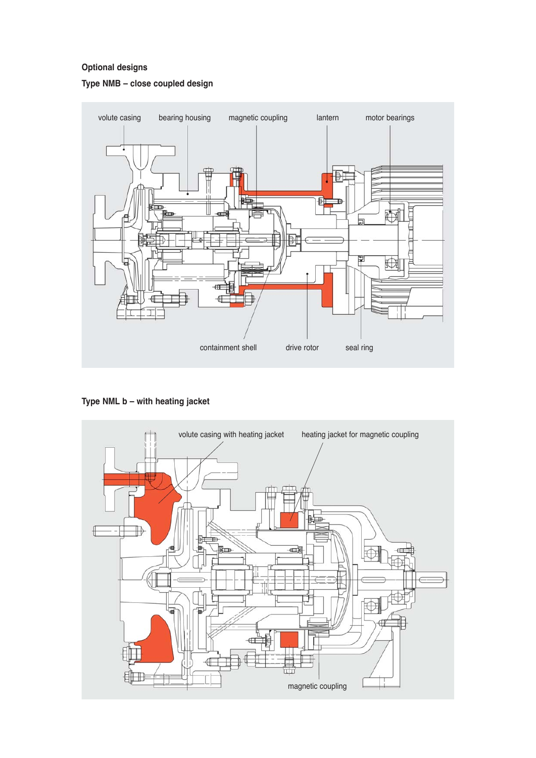## Optional designs

### Type NMB – close coupled design

volute casing, bearing housing, magnetic coupling, lantern, motor bearings, containment shell, drive rotor, seal ring

### Type NML b – with heating jacket

volute casing with heating jacket, heating jacket for magnetic coupling, magnetic coupling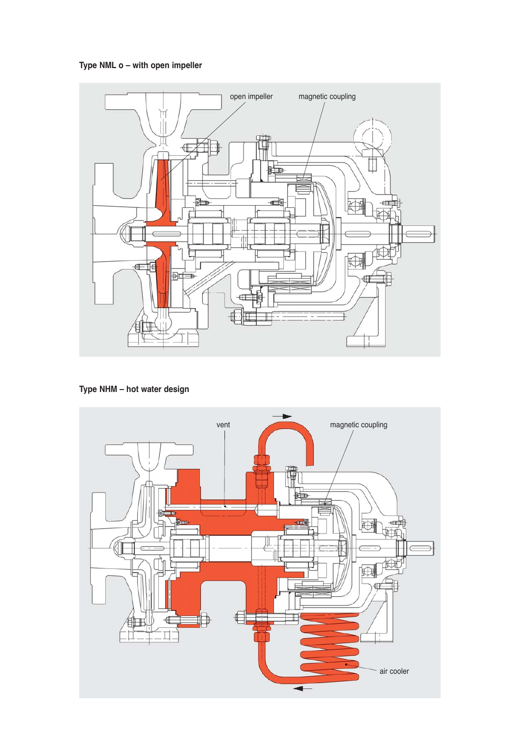**Type NML o – with open impeller**

open impeller

magnetic coupling

**Type NHM – hot water design**

vent

magnetic coupling

air cooler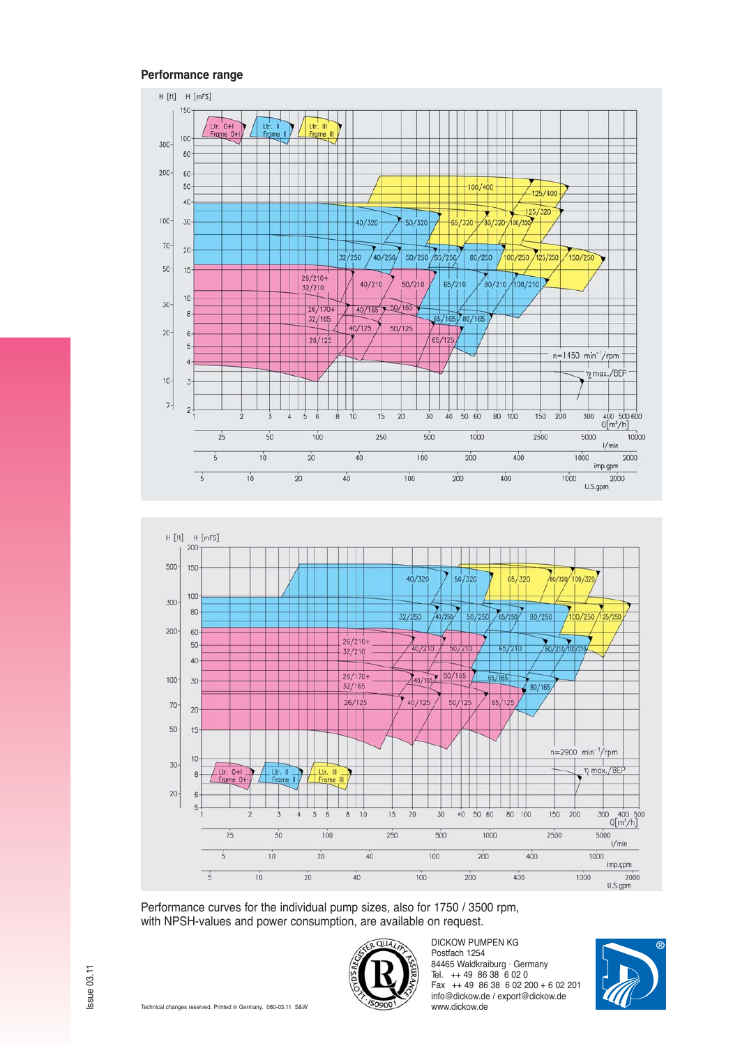## Performance range

H [ft] H [mFS]

Ltr. 0+I Frame 0+I

Ltr. II Frame II

Ltr. III Frame III

100/400 125/400 125/320 40/320 50/320 65/320 80/320 100/320

32/250 40/250 50/250 65/250 80/250 100/250 125/250 150/250

26/210+ 32/210 40/210 50/210 65/210 80/210 100/210

26/170+ 32/165 40/165 50/165 65/165 80/165

40/125 50/125 26/125 65/125

n=1450 min⁻¹/rpm

η max./BEP

Q[m³/h]

l/min

imp.gpm

U.S.gpm

H [ft] H [mFS]

40/320 50/320 65/320 80/320 100/320

32/250 40/250 50/250 65/250 80/250 100/250 125/250

26/210+ 32/210 40/210 50/210 65/210 80/210 100/210

26/170+ 32/165 40/165 50/165 65/165 80/165

26/125 40/125 50/125 65/125

n=2900 min⁻¹/rpm

η max./BEP

Ltr. 0+I Frame 0+I

Ltr. II Frame II

Ltr. III Frame III

Q[m³/h]

l/min

imp.gpm

U.S.gpm

Performance curves for the individual pump sizes, also for 1750 / 3500 rpm, with NPSH-values and power consumption, are available on request.

Technical changes reserved. Printed in Germany. 080-03.11 S&W

Issue 03.11

DICKOW PUMPEN KG
Postfach 1254
84465 Waldkraiburg · Germany
Tel. ++ 49 86 38 6 02 0
Fax ++ 49 86 38 6 02 200 + 6 02 201
info@dickow.de / export@dickow.de
www.dickow.de